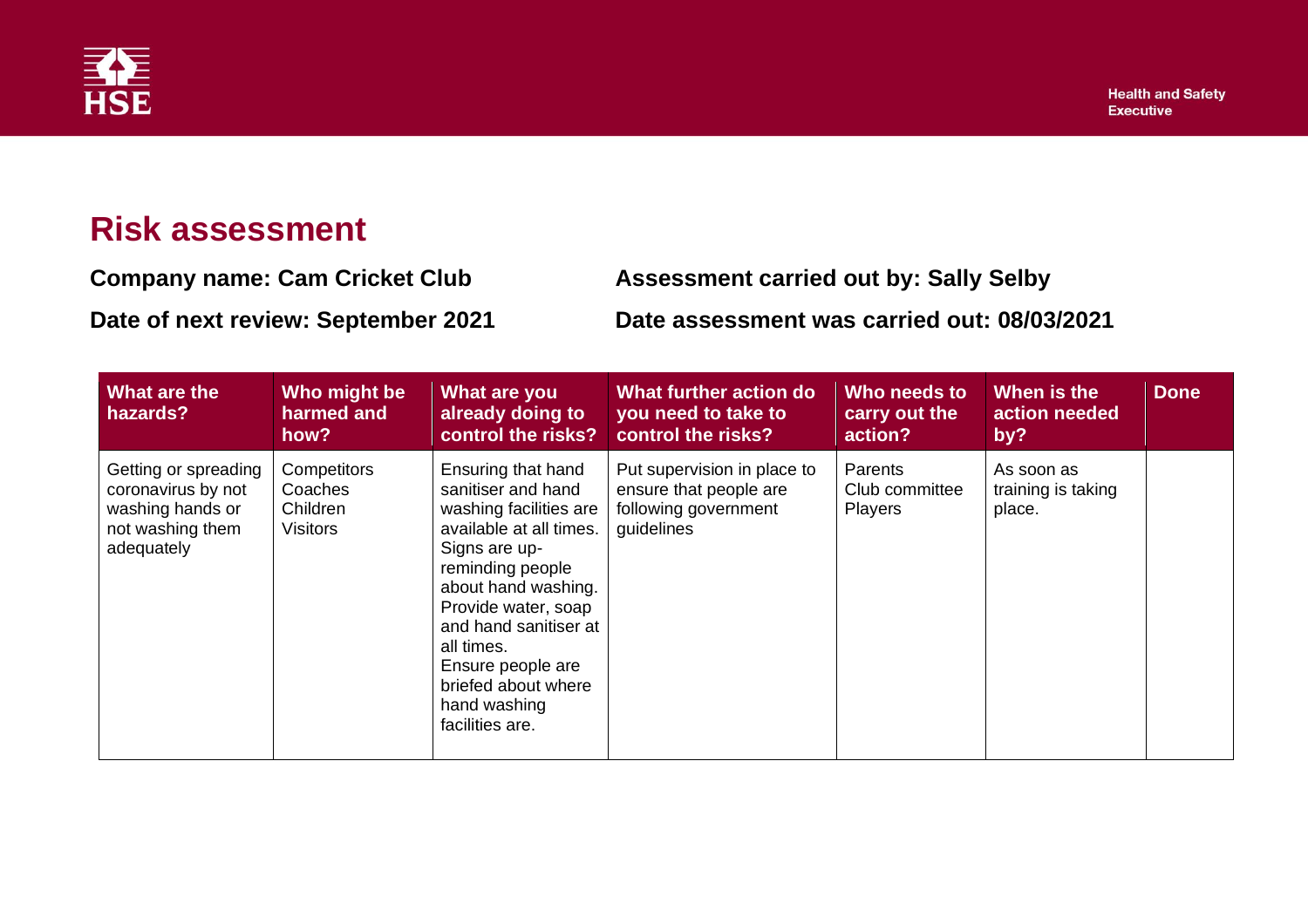# Risk assessment

**Company name: Cam Cricket Club**

**Assessment carried out by: Sally Selby**

**Date of next review: September 2021**

**Date assessment was carried out: 08/03/2021**

| What are the hazards? | Who might be harmed and how? | What are you already doing to control the risks? | What further action do you need to take to control the risks? | Who needs to carry out the action? | When is the action needed by? | Done |
|---|---|---|---|---|---|---|
| Getting or spreading coronavirus by not washing hands or not washing them adequately | Competitors<br>Coaches<br>Children<br>Visitors | Ensuring that hand sanitiser and hand washing facilities are available at all times.<br>Signs are up-reminding people about hand washing.<br>Provide water, soap and hand sanitiser at all times.<br>Ensure people are briefed about where hand washing facilities are. | Put supervision in place to ensure that people are following government guidelines | Parents<br>Club committee<br>Players | As soon as training is taking place. | |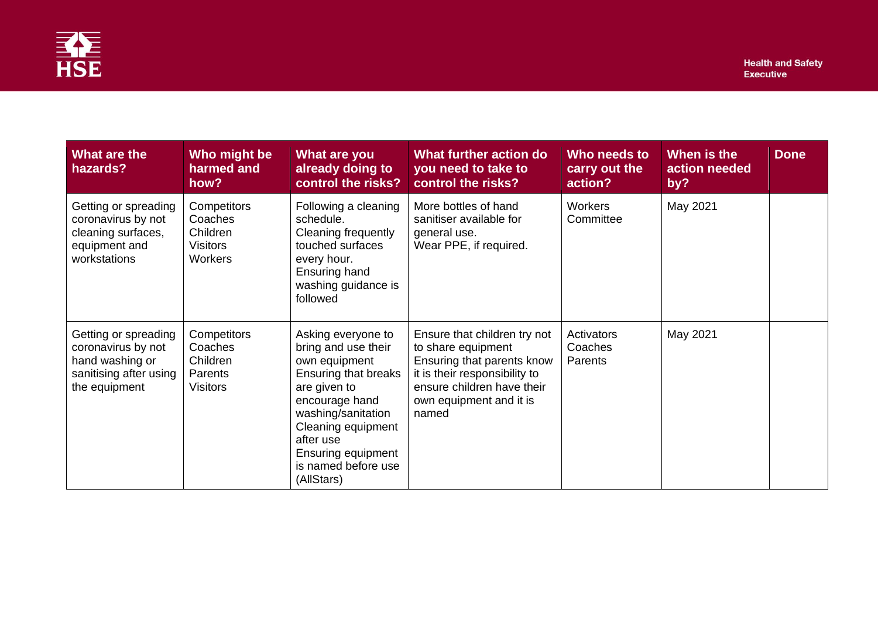| What are the hazards? | Who might be harmed and how? | What are you already doing to control the risks? | What further action do you need to take to control the risks? | Who needs to carry out the action? | When is the action needed by? | Done |
|---|---|---|---|---|---|---|
| Getting or spreading coronavirus by not cleaning surfaces, equipment and workstations | Competitors<br>Coaches<br>Children<br>Visitors<br>Workers | Following a cleaning schedule.<br>Cleaning frequently touched surfaces every hour.<br>Ensuring hand washing guidance is followed | More bottles of hand sanitiser available for general use.<br>Wear PPE, if required. | Workers<br>Committee | May 2021 | |
| Getting or spreading coronavirus by not hand washing or sanitising after using the equipment | Competitors<br>Coaches<br>Children<br>Parents<br>Visitors | Asking everyone to bring and use their own equipment<br>Ensuring that breaks are given to encourage hand washing/sanitation<br>Cleaning equipment after use<br>Ensuring equipment is named before use (AllStars) | Ensure that children try not to share equipment<br>Ensuring that parents know it is their responsibility to ensure children have their own equipment and it is named | Activators<br>Coaches<br>Parents | May 2021 | |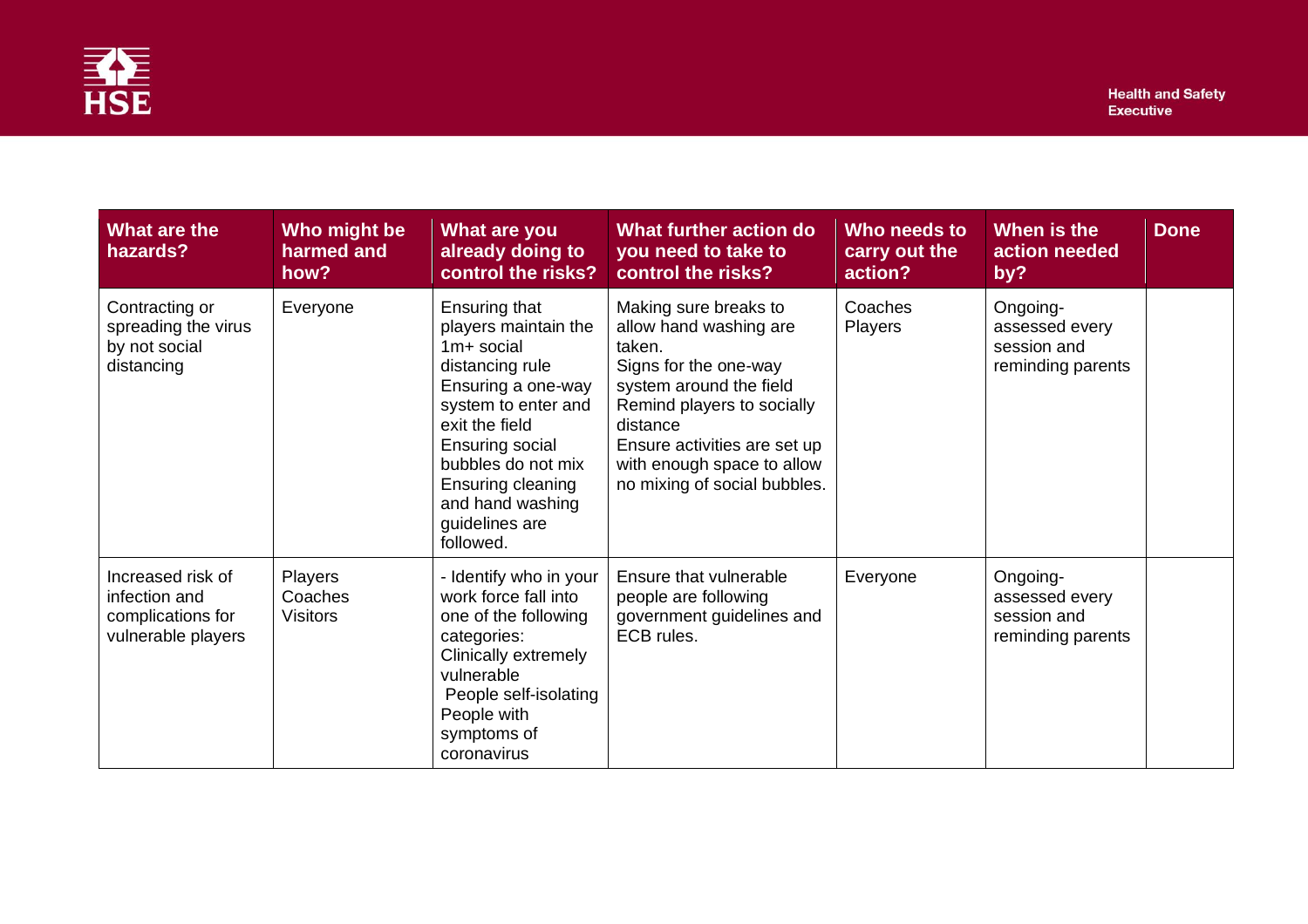| What are the hazards? | Who might be harmed and how? | What are you already doing to control the risks? | What further action do you need to take to control the risks? | Who needs to carry out the action? | When is the action needed by? | Done |
|---|---|---|---|---|---|---|
| Contracting or spreading the virus by not social distancing | Everyone | Ensuring that players maintain the 1m+ social distancing rule<br>Ensuring a one-way system to enter and exit the field<br>Ensuring social bubbles do not mix<br>Ensuring cleaning and hand washing guidelines are followed. | Making sure breaks to allow hand washing are taken.<br>Signs for the one-way system around the field<br>Remind players to socially distance<br>Ensure activities are set up with enough space to allow no mixing of social bubbles. | Coaches<br>Players | Ongoing- assessed every session and reminding parents | |
| Increased risk of infection and complications for vulnerable players | Players<br>Coaches<br>Visitors | - Identify who in your work force fall into one of the following categories:<br>Clinically extremely vulnerable<br>People self-isolating<br>People with symptoms of coronavirus | Ensure that vulnerable people are following government guidelines and ECB rules. | Everyone | Ongoing- assessed every session and reminding parents | |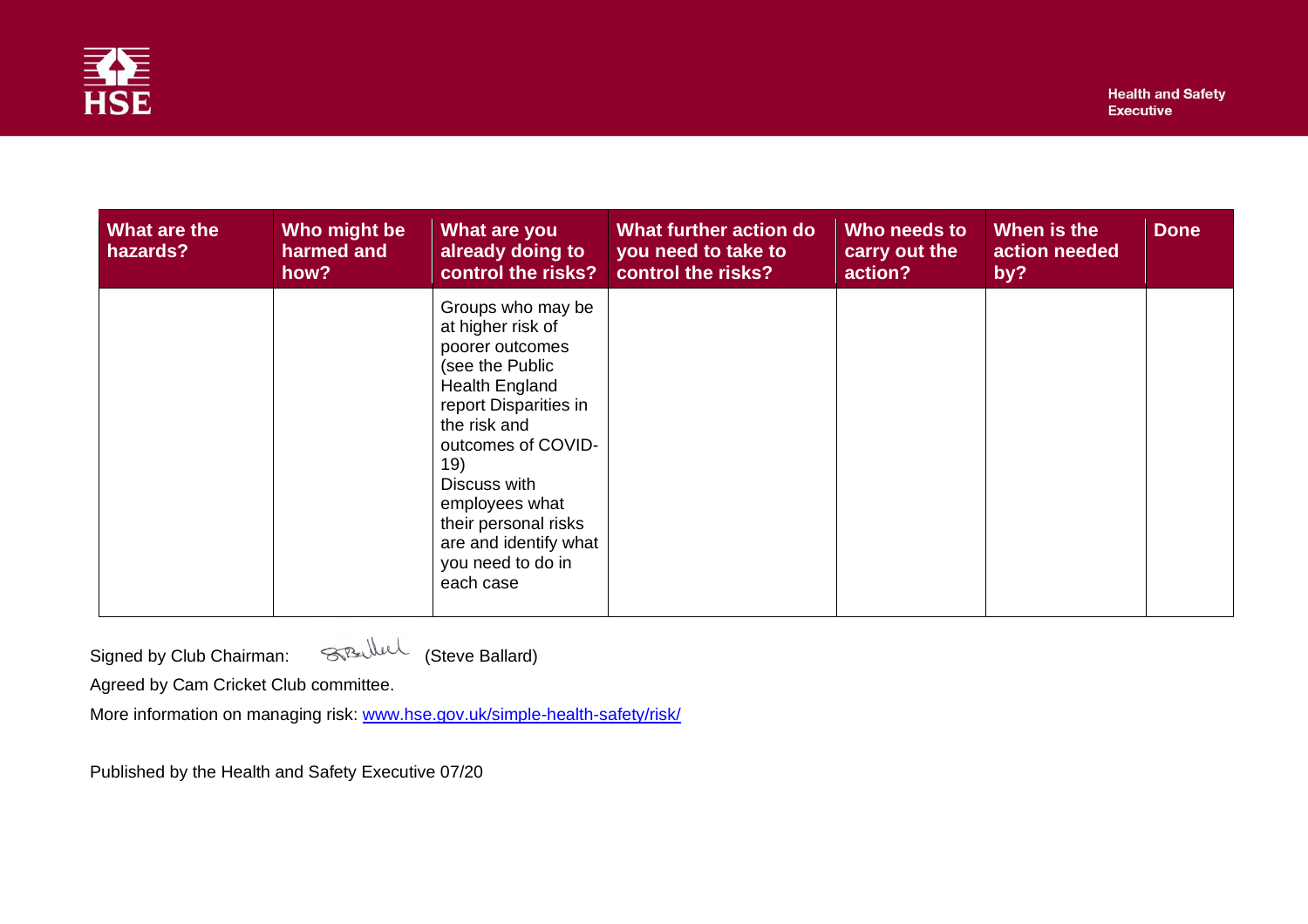| What are the hazards? | Who might be harmed and how? | What are you already doing to control the risks? | What further action do you need to take to control the risks? | Who needs to carry out the action? | When is the action needed by? | Done |
|---|---|---|---|---|---|---|
| | | Groups who may be at higher risk of poorer outcomes (see the Public Health England report Disparities in the risk and outcomes of COVID-19) Discuss with employees what their personal risks are and identify what you need to do in each case | | | | |

Signed by Club Chairman: (Steve Ballard)

Agreed by Cam Cricket Club committee.

More information on managing risk: [www.hse.gov.uk/simple-health-safety/risk/](http://www.hse.gov.uk/simple-health-safety/risk/)

Published by the Health and Safety Executive 07/20